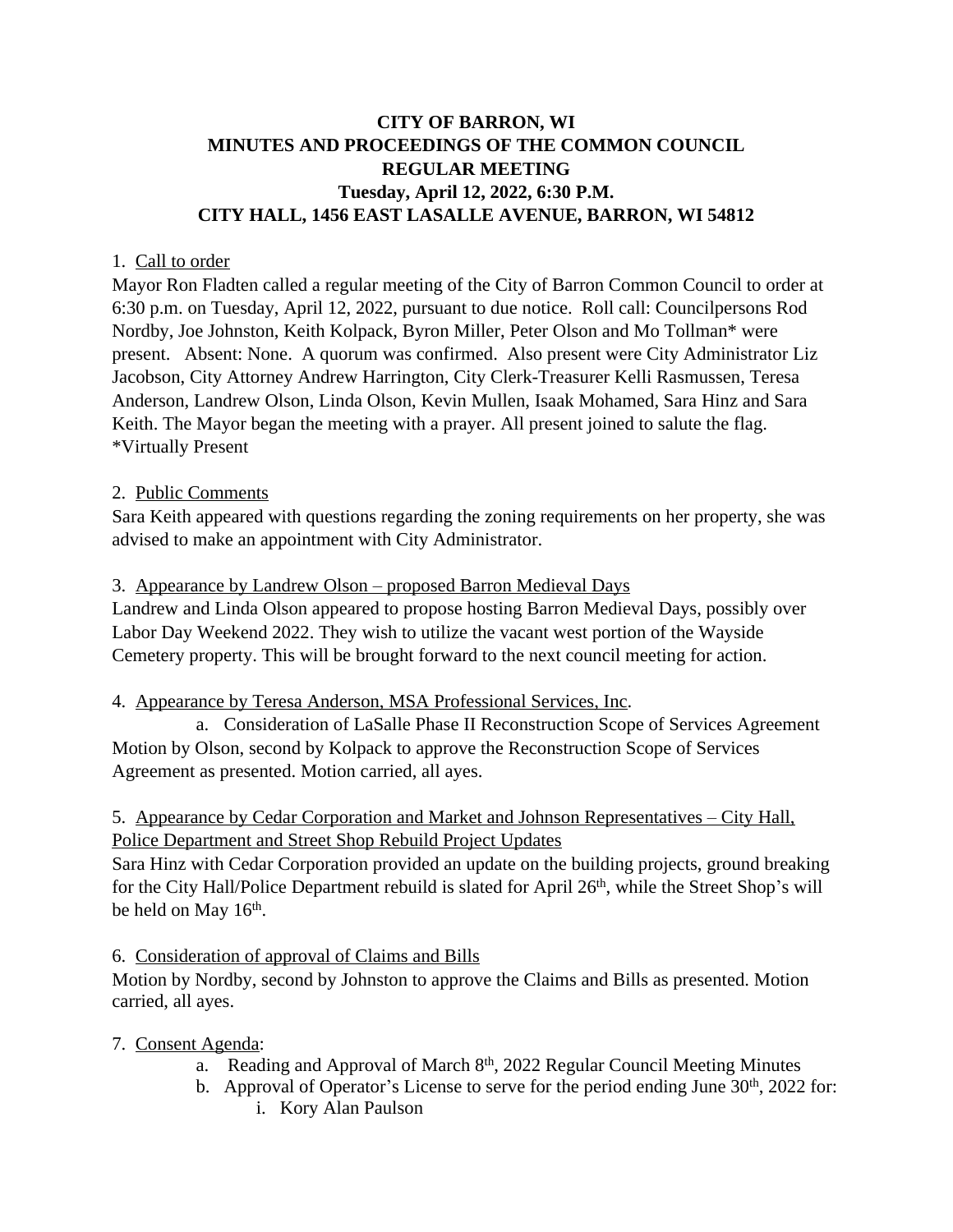# CITY OF BARRON, WI
## MINUTES AND PROCEEDINGS OF THE COMMON COUNCIL
## REGULAR MEETING
### Tuesday, April 12, 2022, 6:30 P.M.
### CITY HALL, 1456 EAST LASALLE AVENUE, BARRON, WI 54812

1. Call to order

Mayor Ron Fladten called a regular meeting of the City of Barron Common Council to order at 6:30 p.m. on Tuesday, April 12, 2022, pursuant to due notice. Roll call: Councilpersons Rod Nordby, Joe Johnston, Keith Kolpack, Byron Miller, Peter Olson and Mo Tollman* were present. Absent: None. A quorum was confirmed. Also present were City Administrator Liz Jacobson, City Attorney Andrew Harrington, City Clerk-Treasurer Kelli Rasmussen, Teresa Anderson, Landrew Olson, Linda Olson, Kevin Mullen, Isaak Mohamed, Sara Hinz and Sara Keith. The Mayor began the meeting with a prayer. All present joined to salute the flag.
*Virtually Present

2. Public Comments

Sara Keith appeared with questions regarding the zoning requirements on her property, she was advised to make an appointment with City Administrator.

3. Appearance by Landrew Olson – proposed Barron Medieval Days

Landrew and Linda Olson appeared to propose hosting Barron Medieval Days, possibly over Labor Day Weekend 2022. They wish to utilize the vacant west portion of the Wayside Cemetery property. This will be brought forward to the next council meeting for action.

4. Appearance by Teresa Anderson, MSA Professional Services, Inc.

a. Consideration of LaSalle Phase II Reconstruction Scope of Services Agreement

Motion by Olson, second by Kolpack to approve the Reconstruction Scope of Services Agreement as presented. Motion carried, all ayes.

5. Appearance by Cedar Corporation and Market and Johnson Representatives – City Hall, Police Department and Street Shop Rebuild Project Updates

Sara Hinz with Cedar Corporation provided an update on the building projects, ground breaking for the City Hall/Police Department rebuild is slated for April 26th, while the Street Shop's will be held on May 16th.

6. Consideration of approval of Claims and Bills

Motion by Nordby, second by Johnston to approve the Claims and Bills as presented. Motion carried, all ayes.

7. Consent Agenda:

a. Reading and Approval of March 8th, 2022 Regular Council Meeting Minutes
b. Approval of Operator's License to serve for the period ending June 30th, 2022 for:
   i. Kory Alan Paulson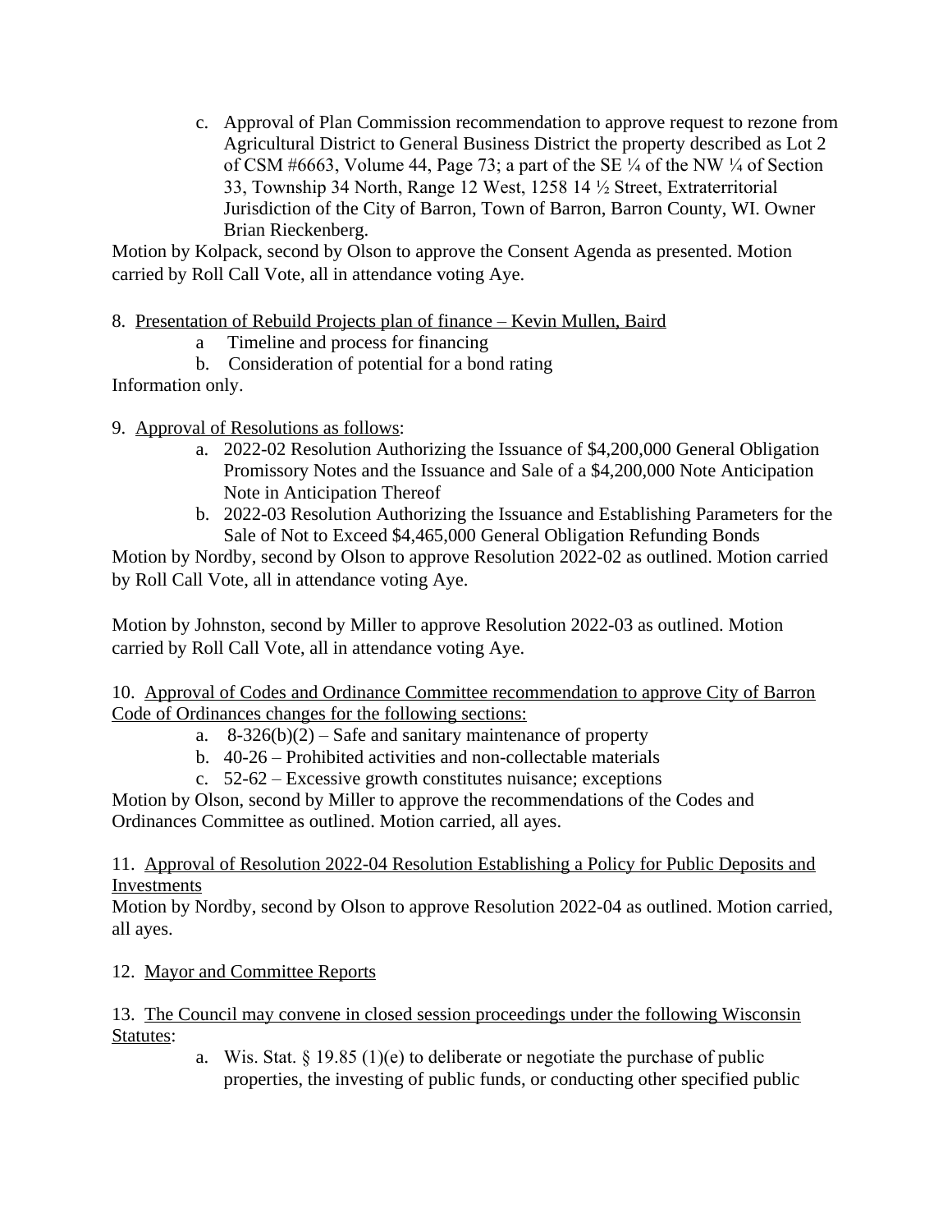c. Approval of Plan Commission recommendation to approve request to rezone from Agricultural District to General Business District the property described as Lot 2 of CSM #6663, Volume 44, Page 73; a part of the SE ¼ of the NW ¼ of Section 33, Township 34 North, Range 12 West, 1258 14 ½ Street, Extraterritorial Jurisdiction of the City of Barron, Town of Barron, Barron County, WI. Owner Brian Rieckenberg.

Motion by Kolpack, second by Olson to approve the Consent Agenda as presented. Motion carried by Roll Call Vote, all in attendance voting Aye.

8. <u>Presentation of Rebuild Projects plan of finance – Kevin Mullen, Baird</u>
   a. Timeline and process for financing
   b. Consideration of potential for a bond rating

Information only.

9. <u>Approval of Resolutions as follows</u>:
   a. 2022-02 Resolution Authorizing the Issuance of $4,200,000 General Obligation Promissory Notes and the Issuance and Sale of a $4,200,000 Note Anticipation Note in Anticipation Thereof
   b. 2022-03 Resolution Authorizing the Issuance and Establishing Parameters for the Sale of Not to Exceed $4,465,000 General Obligation Refunding Bonds

Motion by Nordby, second by Olson to approve Resolution 2022-02 as outlined. Motion carried by Roll Call Vote, all in attendance voting Aye.

Motion by Johnston, second by Miller to approve Resolution 2022-03 as outlined. Motion carried by Roll Call Vote, all in attendance voting Aye.

10. <u>Approval of Codes and Ordinance Committee recommendation to approve City of Barron Code of Ordinances changes for the following sections:</u>
   a. 8-326(b)(2) – Safe and sanitary maintenance of property
   b. 40-26 – Prohibited activities and non-collectable materials
   c. 52-62 – Excessive growth constitutes nuisance; exceptions

Motion by Olson, second by Miller to approve the recommendations of the Codes and Ordinances Committee as outlined. Motion carried, all ayes.

11. <u>Approval of Resolution 2022-04 Resolution Establishing a Policy for Public Deposits and Investments</u>

Motion by Nordby, second by Olson to approve Resolution 2022-04 as outlined. Motion carried, all ayes.

12. <u>Mayor and Committee Reports</u>

13. <u>The Council may convene in closed session proceedings under the following Wisconsin Statutes</u>:
   a. Wis. Stat. § 19.85 (1)(e) to deliberate or negotiate the purchase of public properties, the investing of public funds, or conducting other specified public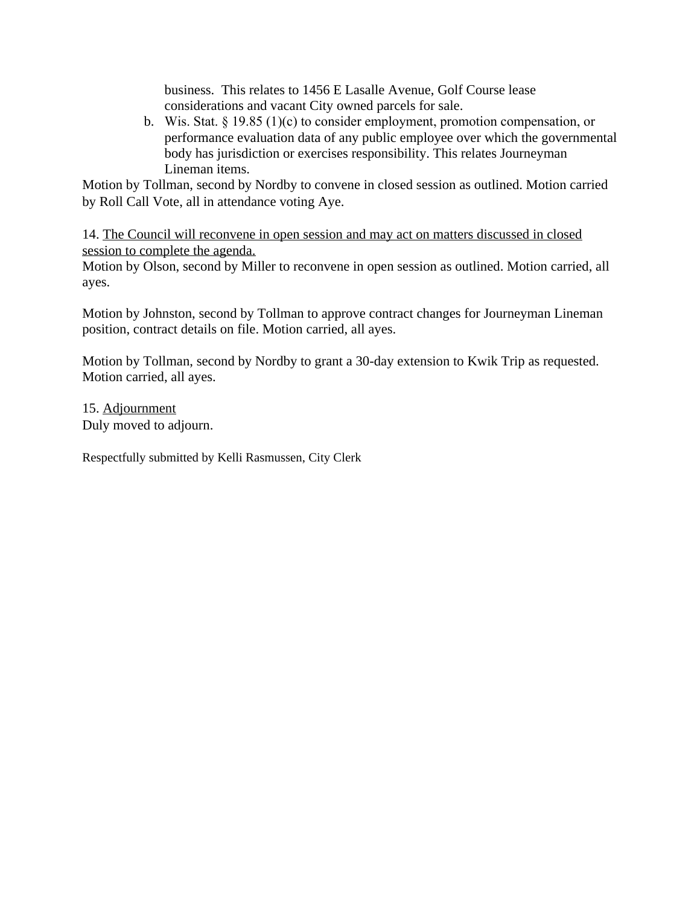business. This relates to 1456 E Lasalle Avenue, Golf Course lease considerations and vacant City owned parcels for sale.

b. Wis. Stat. § 19.85 (1)(c) to consider employment, promotion compensation, or performance evaluation data of any public employee over which the governmental body has jurisdiction or exercises responsibility. This relates Journeyman Lineman items.

Motion by Tollman, second by Nordby to convene in closed session as outlined. Motion carried by Roll Call Vote, all in attendance voting Aye.

14. <u>The Council will reconvene in open session and may act on matters discussed in closed session to complete the agenda.</u>
Motion by Olson, second by Miller to reconvene in open session as outlined. Motion carried, all ayes.

Motion by Johnston, second by Tollman to approve contract changes for Journeyman Lineman position, contract details on file. Motion carried, all ayes.

Motion by Tollman, second by Nordby to grant a 30-day extension to Kwik Trip as requested. Motion carried, all ayes.

15. <u>Adjournment</u>
Duly moved to adjourn.

Respectfully submitted by Kelli Rasmussen, City Clerk